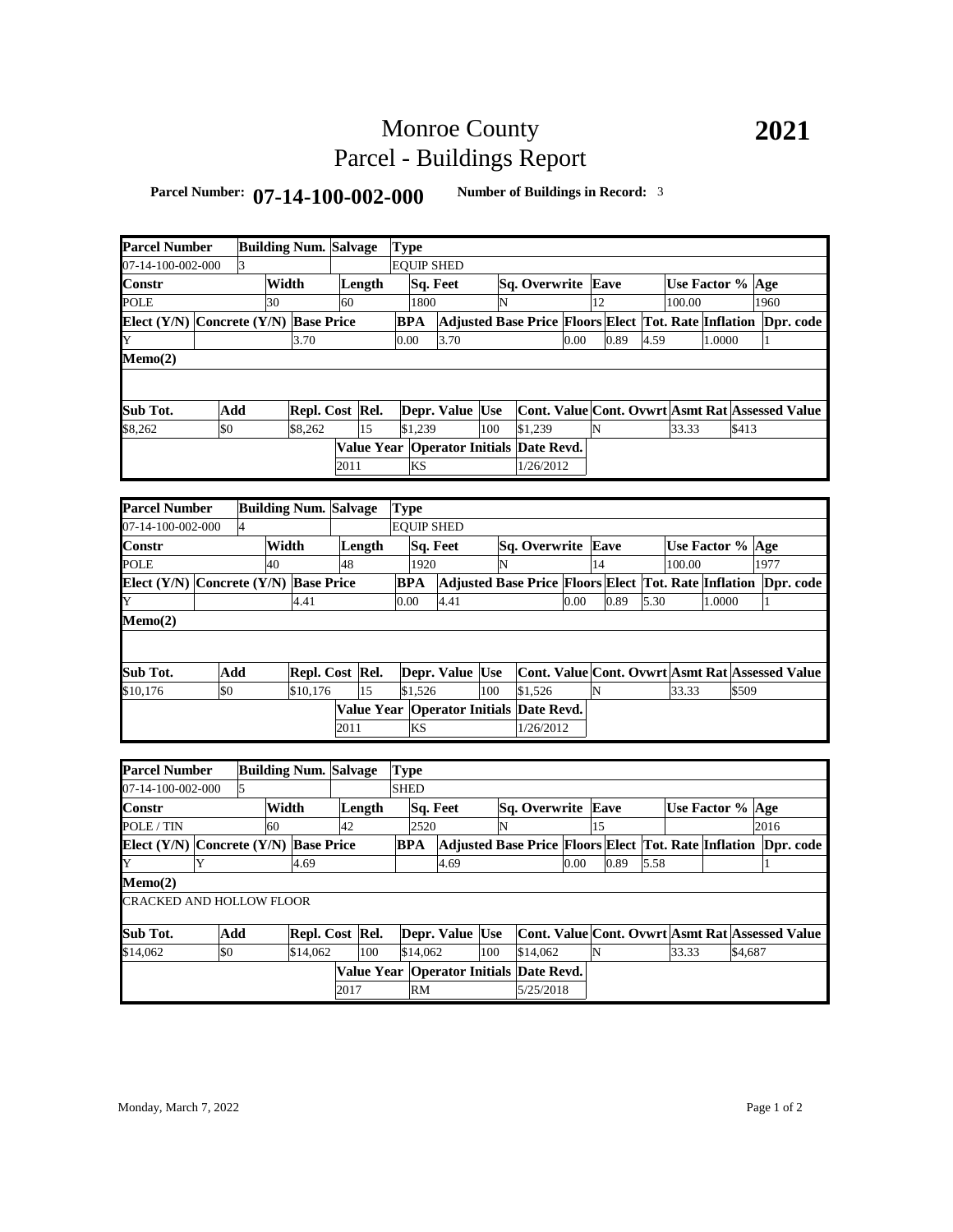# Monroe County
# Parcel - Buildings Report

**2021**

**Parcel Number:** **07-14-100-002-000** **Number of Buildings in Record:** 3

| Parcel Number | | Building Num. | Salvage | Type | | | | | | |
|---|---|---|---|---|---|---|---|---|---|---|
| 07-14-100-002-000 | | 3 | | EQUIP SHED | | | | | | |
| Constr | | Width | Length | Sq. Feet | Sq. Overwrite | Eave | | Use Factor % | | Age |
| POLE | | 30 | 60 | 1800 | N | 12 | | 100.00 | | 1960 |
| Elect (Y/N) | Concrete (Y/N) | Base Price | | BPA | Adjusted Base Price | Floors | Elect | Tot. Rate | Inflation | Dpr. code |
| Y | | 3.70 | | 0.00 | 3.70 | 0.00 | 0.89 | 4.59 | 1.0000 | 1 |
| Memo(2) | | | | | | | | | | |
| Sub Tot. | Add | Repl. Cost | Rel. | Depr. Value | Use | Cont. Value | Cont. Ovwrt | Asmt Rat | Assessed Value | |
| $8,262 | $0 | $8,262 | 15 | $1,239 | 100 | $1,239 | N | 33.33 | $413 | |
| | | | Value Year | Operator Initials | Date Revd. | | | | | |
| | | | 2011 | KS | 1/26/2012 | | | | | |

| Parcel Number | | Building Num. | Salvage | Type | | | | | | |
|---|---|---|---|---|---|---|---|---|---|---|
| 07-14-100-002-000 | | 4 | | EQUIP SHED | | | | | | |
| Constr | | Width | Length | Sq. Feet | Sq. Overwrite | Eave | | Use Factor % | | Age |
| POLE | | 40 | 48 | 1920 | N | 14 | | 100.00 | | 1977 |
| Elect (Y/N) | Concrete (Y/N) | Base Price | | BPA | Adjusted Base Price | Floors | Elect | Tot. Rate | Inflation | Dpr. code |
| Y | | 4.41 | | 0.00 | 4.41 | 0.00 | 0.89 | 5.30 | 1.0000 | 1 |
| Memo(2) | | | | | | | | | | |
| Sub Tot. | Add | Repl. Cost | Rel. | Depr. Value | Use | Cont. Value | Cont. Ovwrt | Asmt Rat | Assessed Value | |
| $10,176 | $0 | $10,176 | 15 | $1,526 | 100 | $1,526 | N | 33.33 | $509 | |
| | | | Value Year | Operator Initials | Date Revd. | | | | | |
| | | | 2011 | KS | 1/26/2012 | | | | | |

| Parcel Number | | Building Num. | Salvage | Type | | | | | | |
|---|---|---|---|---|---|---|---|---|---|---|
| 07-14-100-002-000 | | 5 | | SHED | | | | | | |
| Constr | | Width | Length | Sq. Feet | Sq. Overwrite | Eave | | Use Factor % | | Age |
| POLE / TIN | | 60 | 42 | 2520 | N | 15 | | | | 2016 |
| Elect (Y/N) | Concrete (Y/N) | Base Price | | BPA | Adjusted Base Price | Floors | Elect | Tot. Rate | Inflation | Dpr. code |
| Y | Y | 4.69 | | | 4.69 | 0.00 | 0.89 | 5.58 | | 1 |
| Memo(2) | | | | | | | | | | |
| CRACKED AND HOLLOW FLOOR | | | | | | | | | | |
| Sub Tot. | Add | Repl. Cost | Rel. | Depr. Value | Use | Cont. Value | Cont. Ovwrt | Asmt Rat | Assessed Value | |
| $14,062 | $0 | $14,062 | 100 | $14,062 | 100 | $14,062 | N | 33.33 | $4,687 | |
| | | | Value Year | Operator Initials | Date Revd. | | | | | |
| | | | 2017 | RM | 5/25/2018 | | | | | |

Monday, March 7, 2022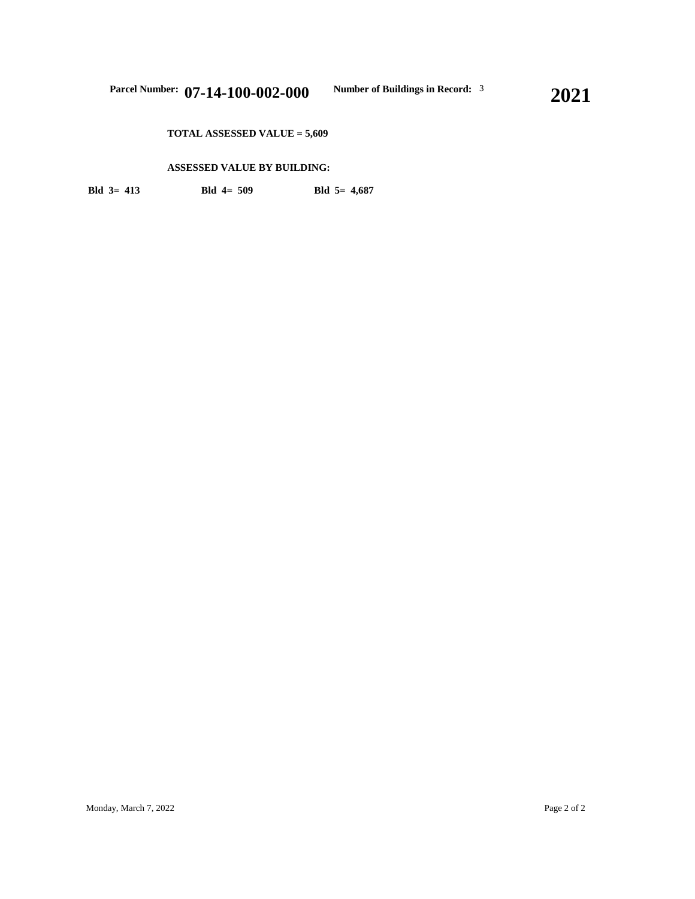**Parcel Number:** **07-14-100-002-000** **Number of Buildings in Record:** 3 **2021**

**TOTAL ASSESSED VALUE = 5,609**

**ASSESSED VALUE BY BUILDING:**

**Bld 3= 413** **Bld 4= 509** **Bld 5= 4,687**

Monday, March 7, 2022